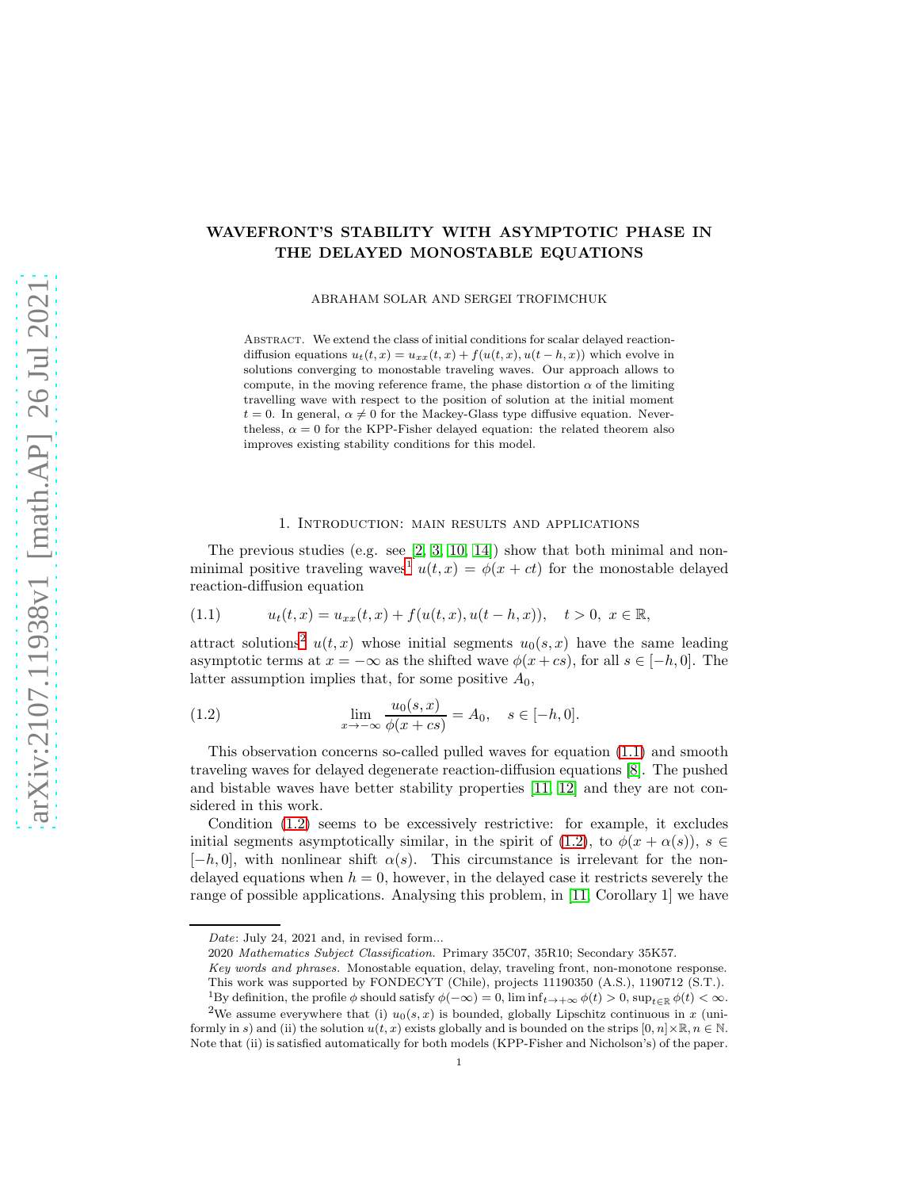# WAVEFRONT'S STABILITY WITH ASYMPTOTIC PHASE IN THE DELAYED MONOSTABLE EQUATIONS

ABRAHAM SOLAR AND SERGEI TROFIMCHUK

Abstract. We extend the class of initial conditions for scalar delayed reaction-diffusion equations $u_t(t,x) = u_{xx}(t,x) + f(u(t,x), u(t-h,x))$ which evolve in solutions converging to monostable traveling waves. Our approach allows to compute, in the moving reference frame, the phase distortion $\alpha$ of the limiting travelling wave with respect to the position of solution at the initial moment $t = 0$. In general, $\alpha \neq 0$ for the Mackey-Glass type diffusive equation. Nevertheless, $\alpha = 0$ for the KPP-Fisher delayed equation: the related theorem also improves existing stability conditions for this model.

## 1. Introduction: main results and applications

The previous studies (e.g. see [2, 3, 10, 14]) show that both minimal and non-minimal positive traveling waves[1] $u(t,x) = \phi(x+ct)$ for the monostable delayed reaction-diffusion equation

$$u_t(t,x) = u_{xx}(t,x) + f(u(t,x), u(t-h,x)), \quad t > 0, \ x \in \mathbb{R}, \tag{1.1}$$

attract solutions[2] $u(t,x)$ whose initial segments $u_0(s,x)$ have the same leading asymptotic terms at $x = -\infty$ as the shifted wave $\phi(x+cs)$, for all $s \in [-h, 0]$. The latter assumption implies that, for some positive $A_0$,

$$\lim_{x \to -\infty} \frac{u_0(s,x)}{\phi(x+cs)} = A_0, \quad s \in [-h, 0]. \tag{1.2}$$

This observation concerns so-called pulled waves for equation (1.1) and smooth traveling waves for delayed degenerate reaction-diffusion equations [8]. The pushed and bistable waves have better stability properties [11, 12] and they are not considered in this work.

Condition (1.2) seems to be excessively restrictive: for example, it excludes initial segments asymptotically similar, in the spirit of (1.2), to $\phi(x + \alpha(s))$, $s \in [-h, 0]$, with nonlinear shift $\alpha(s)$. This circumstance is irrelevant for the non-delayed equations when $h = 0$, however, in the delayed case it restricts severely the range of possible applications. Analysing this problem, in [11, Corollary 1] we have

---

*Date*: July 24, 2021 and, in revised form...

2020 *Mathematics Subject Classification.* Primary 35C07, 35R10; Secondary 35K57.

*Key words and phrases.* Monostable equation, delay, traveling front, non-monotone response.

This work was supported by FONDECYT (Chile), projects 11190350 (A.S.), 1190712 (S.T.).

[1] By definition, the profile $\phi$ should satisfy $\phi(-\infty) = 0$, $\liminf_{t\to+\infty} \phi(t) > 0$, $\sup_{t\in\mathbb{R}} \phi(t) < \infty$.

[2] We assume everywhere that (i) $u_0(s,x)$ is bounded, globally Lipschitz continuous in $x$ (uniformly in $s$) and (ii) the solution $u(t,x)$ exists globally and is bounded on the strips $[0,n] \times \mathbb{R}$, $n \in \mathbb{N}$. Note that (ii) is satisfied automatically for both models (KPP-Fisher and Nicholson's) of the paper.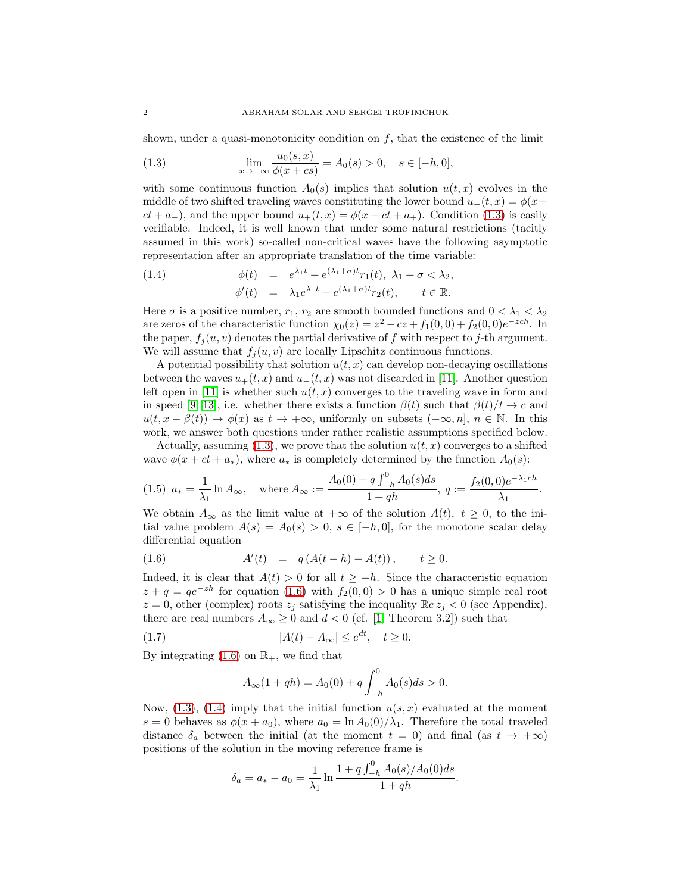shown, under a quasi-monotonicity condition on $f$, that the existence of the limit

$$\lim_{x\to-\infty} \frac{u_0(s,x)}{\phi(x+cs)} = A_0(s) > 0, \quad s \in [-h,0], \tag{1.3}$$

with some continuous function $A_0(s)$ implies that solution $u(t,x)$ evolves in the middle of two shifted traveling waves constituting the lower bound $u_-(t,x) = \phi(x+ct+a_-)$, and the upper bound $u_+(t,x) = \phi(x+ct+a_+)$. Condition (1.3) is easily verifiable. Indeed, it is well known that under some natural restrictions (tacitly assumed in this work) so-called non-critical waves have the following asymptotic representation after an appropriate translation of the time variable:

$$\begin{aligned} \phi(t) &= e^{\lambda_1 t} + e^{(\lambda_1+\sigma)t} r_1(t), \ \lambda_1 + \sigma < \lambda_2, \\ \phi'(t) &= \lambda_1 e^{\lambda_1 t} + e^{(\lambda_1+\sigma)t} r_2(t), \qquad t \in \mathbb{R}. \end{aligned} \tag{1.4}$$

Here $\sigma$ is a positive number, $r_1$, $r_2$ are smooth bounded functions and $0 < \lambda_1 < \lambda_2$ are zeros of the characteristic function $\chi_0(z) = z^2 - cz + f_1(0,0) + f_2(0,0)e^{-zch}$. In the paper, $f_j(u,v)$ denotes the partial derivative of $f$ with respect to $j$-th argument. We will assume that $f_j(u,v)$ are locally Lipschitz continuous functions.

A potential possibility that solution $u(t,x)$ can develop non-decaying oscillations between the waves $u_+(t,x)$ and $u_-(t,x)$ was not discarded in [11]. Another question left open in [11] is whether such $u(t,x)$ converges to the traveling wave in form and in speed [9, 13], i.e. whether there exists a function $\beta(t)$ such that $\beta(t)/t \to c$ and $u(t, x-\beta(t)) \to \phi(x)$ as $t \to +\infty$, uniformly on subsets $(-\infty, n]$, $n \in \mathbb{N}$. In this work, we answer both questions under rather realistic assumptions specified below.

Actually, assuming (1.3), we prove that the solution $u(t,x)$ converges to a shifted wave $\phi(x+ct+a_*)$, where $a_*$ is completely determined by the function $A_0(s)$:

$$a_* = \frac{1}{\lambda_1}\ln A_\infty, \quad \text{where } A_\infty := \frac{A_0(0) + q\int_{-h}^0 A_0(s)ds}{1+qh}, \ q := \frac{f_2(0,0)e^{-\lambda_1 ch}}{\lambda_1}. \tag{1.5}$$

We obtain $A_\infty$ as the limit value at $+\infty$ of the solution $A(t)$, $t \geq 0$, to the initial value problem $A(s) = A_0(s) > 0$, $s \in [-h,0]$, for the monotone scalar delay differential equation

$$A'(t) = q\,(A(t-h) - A(t)), \qquad t \geq 0. \tag{1.6}$$

Indeed, it is clear that $A(t) > 0$ for all $t \geq -h$. Since the characteristic equation $z + q = qe^{-zh}$ for equation (1.6) with $f_2(0,0) > 0$ has a unique simple real root $z = 0$, other (complex) roots $z_j$ satisfying the inequality $\mathbb{R}e\, z_j < 0$ (see Appendix), there are real numbers $A_\infty \geq 0$ and $d < 0$ (cf. [1, Theorem 3.2]) such that

$$|A(t) - A_\infty| \leq e^{dt}, \quad t \geq 0. \tag{1.7}$$

By integrating (1.6) on $\mathbb{R}_+$, we find that

$$A_\infty(1+qh) = A_0(0) + q\int_{-h}^0 A_0(s)ds > 0.$$

Now, (1.3), (1.4) imply that the initial function $u(s,x)$ evaluated at the moment $s = 0$ behaves as $\phi(x+a_0)$, where $a_0 = \ln A_0(0)/\lambda_1$. Therefore the total traveled distance $\delta_a$ between the initial (at the moment $t = 0$) and final (as $t \to +\infty$) positions of the solution in the moving reference frame is

$$\delta_a = a_* - a_0 = \frac{1}{\lambda_1}\ln\frac{1 + q\int_{-h}^0 A_0(s)/A_0(0)ds}{1+qh}.$$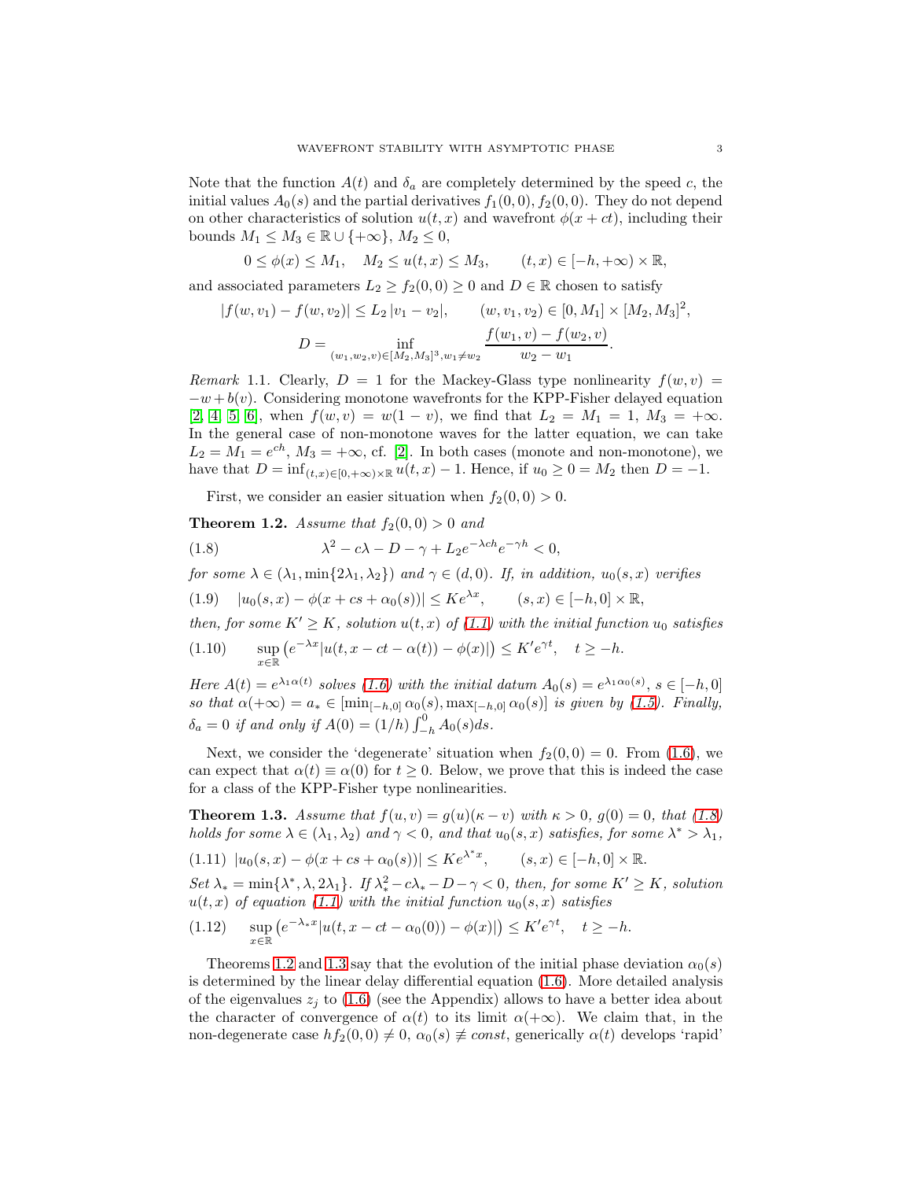Note that the function $A(t)$ and $\delta_a$ are completely determined by the speed $c$, the initial values $A_0(s)$ and the partial derivatives $f_1(0,0), f_2(0,0)$. They do not depend on other characteristics of solution $u(t,x)$ and wavefront $\phi(x+ct)$, including their bounds $M_1 \leq M_3 \in \mathbb{R} \cup \{+\infty\}$, $M_2 \leq 0$,

$$0 \leq \phi(x) \leq M_1, \quad M_2 \leq u(t,x) \leq M_3, \qquad (t,x) \in [-h,+\infty) \times \mathbb{R},$$

and associated parameters $L_2 \geq f_2(0,0) \geq 0$ and $D \in \mathbb{R}$ chosen to satisfy

$$|f(w,v_1) - f(w,v_2)| \leq L_2 |v_1 - v_2|, \qquad (w,v_1,v_2) \in [0,M_1] \times [M_2,M_3]^2,$$

$$D = \inf_{(w_1,w_2,v) \in [M_2,M_3]^3, w_1 \neq w_2} \frac{f(w_1,v) - f(w_2,v)}{w_2 - w_1}.$$

*Remark* 1.1. Clearly, $D = 1$ for the Mackey-Glass type nonlinearity $f(w,v) = -w + b(v)$. Considering monotone wavefronts for the KPP-Fisher delayed equation [2, 4, 5, 6], when $f(w,v) = w(1-v)$, we find that $L_2 = M_1 = 1$, $M_3 = +\infty$. In the general case of non-monotone waves for the latter equation, we can take $L_2 = M_1 = e^{ch}$, $M_3 = +\infty$, cf. [2]. In both cases (monote and non-monotone), we have that $D = \inf_{(t,x) \in [0,+\infty) \times \mathbb{R}} u(t,x) - 1$. Hence, if $u_0 \geq 0 = M_2$ then $D = -1$.

First, we consider an easier situation when $f_2(0,0) > 0$.

**Theorem 1.2.** *Assume that $f_2(0,0) > 0$ and*

$$\lambda^2 - c\lambda - D - \gamma + L_2 e^{-\lambda ch} e^{-\gamma h} < 0, \tag{1.8}$$

*for some $\lambda \in (\lambda_1, \min\{2\lambda_1, \lambda_2\})$ and $\gamma \in (d, 0)$. If, in addition, $u_0(s,x)$ verifies*

$$|u_0(s,x) - \phi(x + cs + \alpha_0(s))| \leq K e^{\lambda x}, \qquad (s,x) \in [-h,0] \times \mathbb{R}, \tag{1.9}$$

*then, for some $K' \geq K$, solution $u(t,x)$ of (1.1) with the initial function $u_0$ satisfies*

$$\sup_{x \in \mathbb{R}} \left( e^{-\lambda x} |u(t, x - ct - \alpha(t)) - \phi(x)| \right) \leq K' e^{\gamma t}, \quad t \geq -h. \tag{1.10}$$

*Here $A(t) = e^{\lambda_1 \alpha(t)}$ solves (1.6) with the initial datum $A_0(s) = e^{\lambda_1 \alpha_0(s)}$, $s \in [-h, 0]$ so that $\alpha(+\infty) = a_* \in [\min_{[-h,0]} \alpha_0(s), \max_{[-h,0]} \alpha_0(s)]$ is given by (1.5). Finally, $\delta_a = 0$ if and only if $A(0) = (1/h) \int_{-h}^0 A_0(s) ds$.*

Next, we consider the 'degenerate' situation when $f_2(0,0) = 0$. From (1.6), we can expect that $\alpha(t) \equiv \alpha(0)$ for $t \geq 0$. Below, we prove that this is indeed the case for a class of the KPP-Fisher type nonlinearities.

**Theorem 1.3.** *Assume that $f(u,v) = g(u)(\kappa - v)$ with $\kappa > 0$, $g(0) = 0$, that (1.8) holds for some $\lambda \in (\lambda_1, \lambda_2)$ and $\gamma < 0$, and that $u_0(s,x)$ satisfies, for some $\lambda^* > \lambda_1$,*

$$|u_0(s,x) - \phi(x + cs + \alpha_0(s))| \leq K e^{\lambda^* x}, \qquad (s,x) \in [-h,0] \times \mathbb{R}. \tag{1.11}$$

*Set $\lambda_* = \min\{\lambda^*, \lambda, 2\lambda_1\}$. If $\lambda_*^2 - c\lambda_* - D - \gamma < 0$, then, for some $K' \geq K$, solution $u(t,x)$ of equation (1.1) with the initial function $u_0(s,x)$ satisfies*

$$\sup_{x \in \mathbb{R}} \left( e^{-\lambda_* x} |u(t, x - ct - \alpha_0(0)) - \phi(x)| \right) \leq K' e^{\gamma t}, \quad t \geq -h. \tag{1.12}$$

Theorems 1.2 and 1.3 say that the evolution of the initial phase deviation $\alpha_0(s)$ is determined by the linear delay differential equation (1.6). More detailed analysis of the eigenvalues $z_j$ to (1.6) (see the Appendix) allows to have a better idea about the character of convergence of $\alpha(t)$ to its limit $\alpha(+\infty)$. We claim that, in the non-degenerate case $hf_2(0,0) \neq 0$, $\alpha_0(s) \not\equiv const$, generically $\alpha(t)$ develops 'rapid'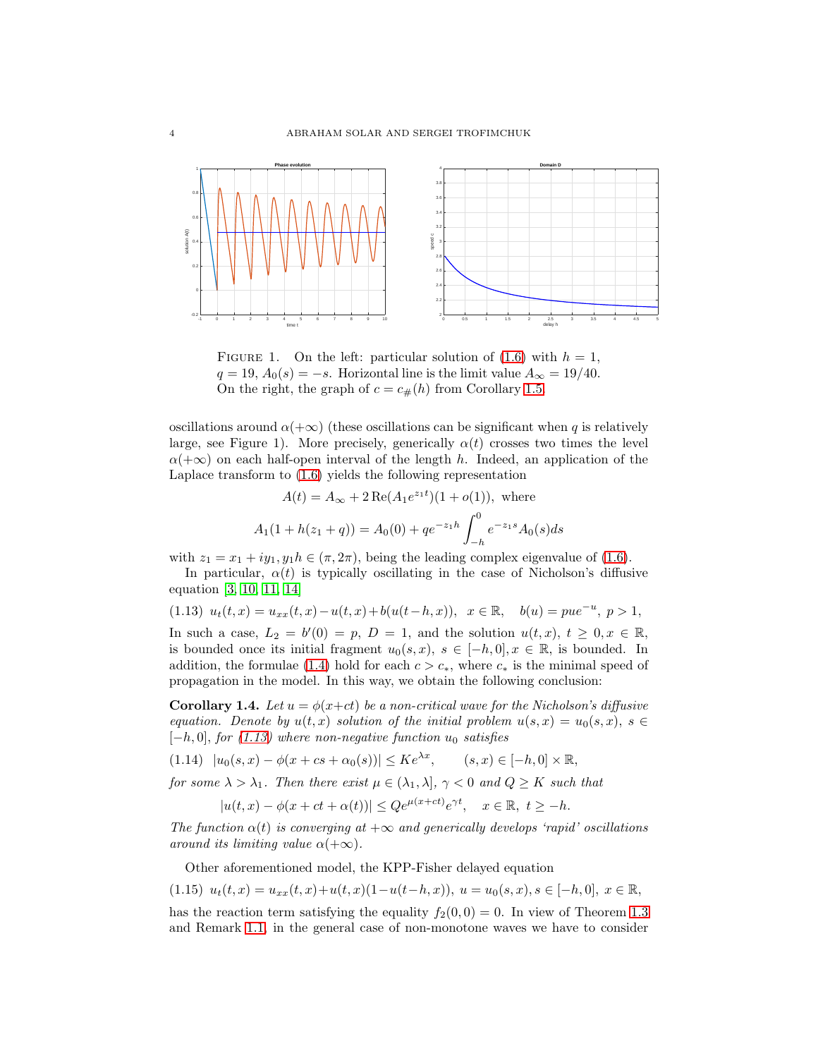FIGURE 1. On the left: particular solution of (1.6) with $h = 1$, $q = 19$, $A_0(s) = -s$. Horizontal line is the limit value $A_\infty = 19/40$. On the right, the graph of $c = c_\#(h)$ from Corollary 1.5.

oscillations around $\alpha(+\infty)$ (these oscillations can be significant when $q$ is relatively large, see Figure 1). More precisely, generically $\alpha(t)$ crosses two times the level $\alpha(+\infty)$ on each half-open interval of the length $h$. Indeed, an application of the Laplace transform to (1.6) yields the following representation

$$A(t) = A_\infty + 2\,\mathrm{Re}(A_1 e^{z_1 t})(1 + o(1)), \text{ where}$$

$$A_1(1 + h(z_1 + q)) = A_0(0) + q e^{-z_1 h} \int_{-h}^{0} e^{-z_1 s} A_0(s) ds$$

with $z_1 = x_1 + iy_1, y_1 h \in (\pi, 2\pi)$, being the leading complex eigenvalue of (1.6).

In particular, $\alpha(t)$ is typically oscillating in the case of Nicholson's diffusive equation [3, 10, 11, 14]

$$u_t(t,x) = u_{xx}(t,x) - u(t,x) + b(u(t-h,x)), \quad x \in \mathbb{R}, \quad b(u) = pue^{-u},\ p > 1, \tag{1.13}$$

In such a case, $L_2 = b'(0) = p$, $D = 1$, and the solution $u(t,x)$, $t \geq 0, x \in \mathbb{R}$, is bounded once its initial fragment $u_0(s,x)$, $s \in [-h,0], x \in \mathbb{R}$, is bounded. In addition, the formulae (1.4) hold for each $c > c_*$, where $c_*$ is the minimal speed of propagation in the model. In this way, we obtain the following conclusion:

**Corollary 1.4.** *Let $u = \phi(x+ct)$ be a non-critical wave for the Nicholson's diffusive equation. Denote by $u(t,x)$ solution of the initial problem $u(s,x) = u_0(s,x)$, $s \in [-h,0]$, for (1.13) where non-negative function $u_0$ satisfies*

$$|u_0(s,x) - \phi(x + cs + \alpha_0(s))| \leq K e^{\lambda x}, \qquad (s,x) \in [-h,0] \times \mathbb{R}, \tag{1.14}$$

*for some $\lambda > \lambda_1$. Then there exist $\mu \in (\lambda_1, \lambda]$, $\gamma < 0$ and $Q \geq K$ such that*

$$|u(t,x) - \phi(x + ct + \alpha(t))| \leq Q e^{\mu(x+ct)} e^{\gamma t}, \quad x \in \mathbb{R},\ t \geq -h.$$

*The function $\alpha(t)$ is converging at $+\infty$ and generically develops 'rapid' oscillations around its limiting value $\alpha(+\infty)$.*

Other aforementioned model, the KPP-Fisher delayed equation

$$u_t(t,x) = u_{xx}(t,x) + u(t,x)(1 - u(t-h,x)),\ u = u_0(s,x), s \in [-h,0],\ x \in \mathbb{R}, \tag{1.15}$$

has the reaction term satisfying the equality $f_2(0,0) = 0$. In view of Theorem 1.3 and Remark 1.1, in the general case of non-monotone waves we have to consider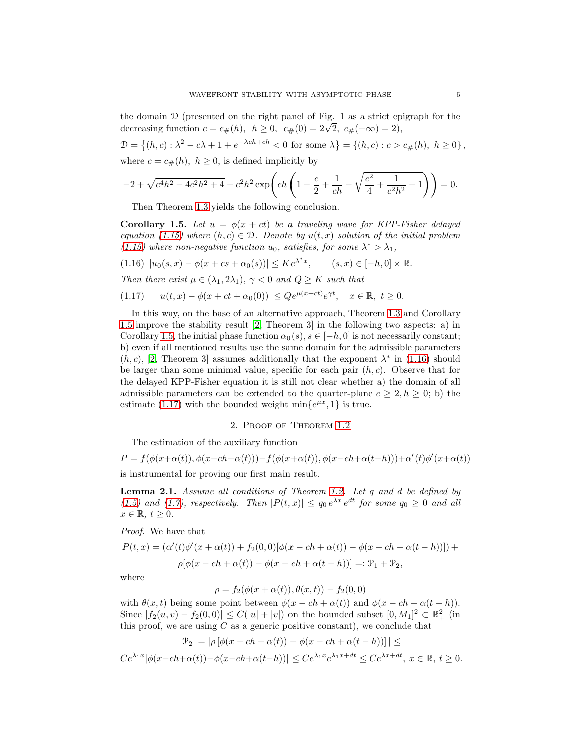the domain $\mathcal{D}$ (presented on the right panel of Fig. 1 as a strict epigraph for the decreasing function $c = c_\#(h),\ h \geq 0,\ c_\#(0) = 2\sqrt{2},\ c_\#(+\infty) = 2$),

$$\mathcal{D} = \left\{(h, c) : \lambda^2 - c\lambda + 1 + e^{-\lambda ch + ch} < 0 \text{ for some } \lambda\right\} = \left\{(h, c) : c > c_\#(h),\ h \geq 0\right\},$$

where $c = c_\#(h),\ h \geq 0$, is defined implicitly by

$$-2 + \sqrt{c^4h^2 - 4c^2h^2 + 4} - c^2h^2 \exp\left( ch\left(1 - \frac{c}{2} + \frac{1}{ch} - \sqrt{\frac{c^2}{4} + \frac{1}{c^2h^2} - 1}\right)\right) = 0.$$

Then Theorem 1.3 yields the following conclusion.

**Corollary 1.5.** *Let $u = \phi(x + ct)$ be a traveling wave for KPP-Fisher delayed equation (1.15) where $(h, c) \in \mathcal{D}$. Denote by $u(t, x)$ solution of the initial problem (1.15) where non-negative function $u_0$, satisfies, for some $\lambda^* > \lambda_1$,*

$$(1.16)\quad |u_0(s, x) - \phi(x + cs + \alpha_0(s))| \leq K e^{\lambda^* x}, \qquad (s, x) \in [-h, 0] \times \mathbb{R}.$$

*Then there exist $\mu \in (\lambda_1, 2\lambda_1)$, $\gamma < 0$ and $Q \geq K$ such that*

$$(1.17)\quad |u(t, x) - \phi(x + ct + \alpha_0(0))| \leq Q e^{\mu(x+ct)} e^{\gamma t}, \quad x \in \mathbb{R},\ t \geq 0.$$

In this way, on the base of an alternative approach, Theorem 1.3 and Corollary 1.5 improve the stability result [2, Theorem 3] in the following two aspects: a) in Corollary 1.5, the initial phase function $\alpha_0(s), s \in [-h, 0]$ is not necessarily constant; b) even if all mentioned results use the same domain for the admissible parameters $(h, c)$, [2, Theorem 3] assumes additionally that the exponent $\lambda^*$ in (1.16) should be larger than some minimal value, specific for each pair $(h, c)$. Observe that for the delayed KPP-Fisher equation it is still not clear whether a) the domain of all admissible parameters can be extended to the quarter-plane $c \geq 2, h \geq 0$; b) the estimate (1.17) with the bounded weight $\min\{e^{\mu x}, 1\}$ is true.

## 2. Proof of Theorem 1.2

The estimation of the auxiliary function

$$P = f(\phi(x+\alpha(t)), \phi(x-ch+\alpha(t))) - f(\phi(x+\alpha(t)), \phi(x-ch+\alpha(t-h))) + \alpha'(t)\phi'(x+\alpha(t))$$

is instrumental for proving our first main result.

**Lemma 2.1.** *Assume all conditions of Theorem 1.2. Let $q$ and $d$ be defined by (1.5) and (1.7), respectively. Then $|P(t, x)| \leq q_0\, e^{\lambda x}\, e^{dt}$ for some $q_0 \geq 0$ and all $x \in \mathbb{R},\ t \geq 0$.*

*Proof.* We have that

$$P(t, x) = (\alpha'(t)\phi'(x + \alpha(t)) + f_2(0, 0)[\phi(x - ch + \alpha(t)) - \phi(x - ch + \alpha(t - h))]) +$$
$$\rho[\phi(x - ch + \alpha(t)) - \phi(x - ch + \alpha(t - h))] =: \mathcal{P}_1 + \mathcal{P}_2,$$

where

$$\rho = f_2(\phi(x + \alpha(t)), \theta(x, t)) - f_2(0, 0)$$

with $\theta(x, t)$ being some point between $\phi(x - ch + \alpha(t))$ and $\phi(x - ch + \alpha(t - h))$. Since $|f_2(u, v) - f_2(0, 0)| \leq C(|u| + |v|)$ on the bounded subset $[0, M_1]^2 \subset \mathbb{R}^2_+$ (in this proof, we are using $C$ as a generic positive constant), we conclude that

$$|\mathcal{P}_2| = |\rho\,[\phi(x - ch + \alpha(t)) - \phi(x - ch + \alpha(t - h))]\,| \leq$$

$$Ce^{\lambda_1 x}|\phi(x-ch+\alpha(t))-\phi(x-ch+\alpha(t-h))| \leq Ce^{\lambda_1 x}e^{\lambda_1 x+dt} \leq Ce^{\lambda x+dt},\ x \in \mathbb{R},\ t \geq 0.$$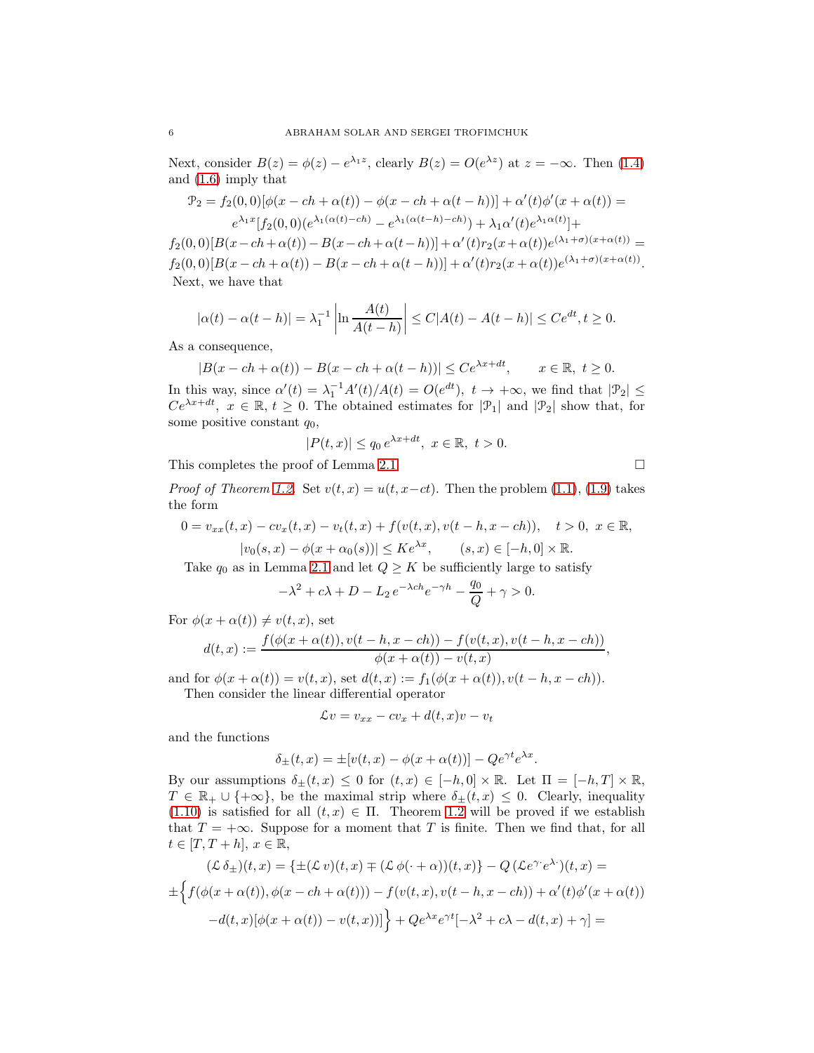Next, consider $B(z) = \phi(z) - e^{\lambda_1 z}$, clearly $B(z) = O(e^{\lambda z})$ at $z = -\infty$. Then (1.4) and (1.6) imply that

$$\mathcal{P}_2 = f_2(0,0)[\phi(x-ch+\alpha(t)) - \phi(x-ch+\alpha(t-h))] + \alpha'(t)\phi'(x+\alpha(t)) =$$
$$e^{\lambda_1 x}[f_2(0,0)(e^{\lambda_1(\alpha(t)-ch)} - e^{\lambda_1(\alpha(t-h)-ch)}) + \lambda_1\alpha'(t)e^{\lambda_1\alpha(t)}] +$$
$$f_2(0,0)[B(x-ch+\alpha(t)) - B(x-ch+\alpha(t-h))] + \alpha'(t)r_2(x+\alpha(t))e^{(\lambda_1+\sigma)(x+\alpha(t))} =$$
$$f_2(0,0)[B(x-ch+\alpha(t)) - B(x-ch+\alpha(t-h))] + \alpha'(t)r_2(x+\alpha(t))e^{(\lambda_1+\sigma)(x+\alpha(t))}.$$

Next, we have that

$$|\alpha(t) - \alpha(t-h)| = \lambda_1^{-1}\left|\ln\frac{A(t)}{A(t-h)}\right| \le C|A(t) - A(t-h)| \le Ce^{dt}, t \ge 0.$$

As a consequence,

$$|B(x-ch+\alpha(t)) - B(x-ch+\alpha(t-h))| \le Ce^{\lambda x + dt}, \qquad x \in \mathbb{R},\ t \ge 0.$$

In this way, since $\alpha'(t) = \lambda_1^{-1}A'(t)/A(t) = O(e^{dt}),\ t \to +\infty$, we find that $|\mathcal{P}_2| \le Ce^{\lambda x + dt},\ x \in \mathbb{R}, t \ge 0$. The obtained estimates for $|\mathcal{P}_1|$ and $|\mathcal{P}_2|$ show that, for some positive constant $q_0$,

$$|P(t,x)| \le q_0\, e^{\lambda x + dt},\ x \in \mathbb{R},\ t > 0.$$

This completes the proof of Lemma 2.1. $\square$

*Proof of Theorem 1.2.* Set $v(t,x) = u(t, x-ct)$. Then the problem (1.1), (1.9) takes the form

$$0 = v_{xx}(t,x) - cv_x(t,x) - v_t(t,x) + f(v(t,x), v(t-h, x-ch)), \quad t > 0,\ x \in \mathbb{R},$$
$$|v_0(s,x) - \phi(x+\alpha_0(s))| \le Ke^{\lambda x}, \qquad (s,x) \in [-h,0]\times\mathbb{R}.$$

Take $q_0$ as in Lemma 2.1 and let $Q \ge K$ be sufficiently large to satisfy

$$-\lambda^2 + c\lambda + D - L_2\, e^{-\lambda ch}e^{-\gamma h} - \frac{q_0}{Q} + \gamma > 0.$$

For $\phi(x+\alpha(t)) \ne v(t,x)$, set

$$d(t,x) := \frac{f(\phi(x+\alpha(t)), v(t-h,x-ch)) - f(v(t,x), v(t-h,x-ch))}{\phi(x+\alpha(t)) - v(t,x)},$$

and for $\phi(x+\alpha(t)) = v(t,x)$, set $d(t,x) := f_1(\phi(x+\alpha(t)), v(t-h, x-ch))$.

Then consider the linear differential operator

$$\mathcal{L}v = v_{xx} - cv_x + d(t,x)v - v_t$$

and the functions

$$\delta_\pm(t,x) = \pm[v(t,x) - \phi(x+\alpha(t))] - Qe^{\gamma t}e^{\lambda x}.$$

By our assumptions $\delta_\pm(t,x) \le 0$ for $(t,x) \in [-h,0]\times\mathbb{R}$. Let $\Pi = [-h,T]\times\mathbb{R}$, $T \in \mathbb{R}_+ \cup \{+\infty\}$, be the maximal strip where $\delta_\pm(t,x) \le 0$. Clearly, inequality (1.10) is satisfied for all $(t,x) \in \Pi$. Theorem 1.2 will be proved if we establish that $T = +\infty$. Suppose for a moment that $T$ is finite. Then we find that, for all $t \in [T, T+h]$, $x \in \mathbb{R}$,

$$(\mathcal{L}\,\delta_\pm)(t,x) = \{\pm(\mathcal{L}\,v)(t,x) \mp (\mathcal{L}\,\phi(\cdot+\alpha))(t,x)\} - Q\,(\mathcal{L}e^{\gamma\cdot}e^{\lambda\cdot})(t,x) =$$
$$\pm\Big\{f(\phi(x+\alpha(t)), \phi(x-ch+\alpha(t))) - f(v(t,x), v(t-h,x-ch)) + \alpha'(t)\phi'(x+\alpha(t))$$
$$-d(t,x)[\phi(x+\alpha(t)) - v(t,x))]\Big\} + Qe^{\lambda x}e^{\gamma t}[-\lambda^2 + c\lambda - d(t,x) + \gamma] =$$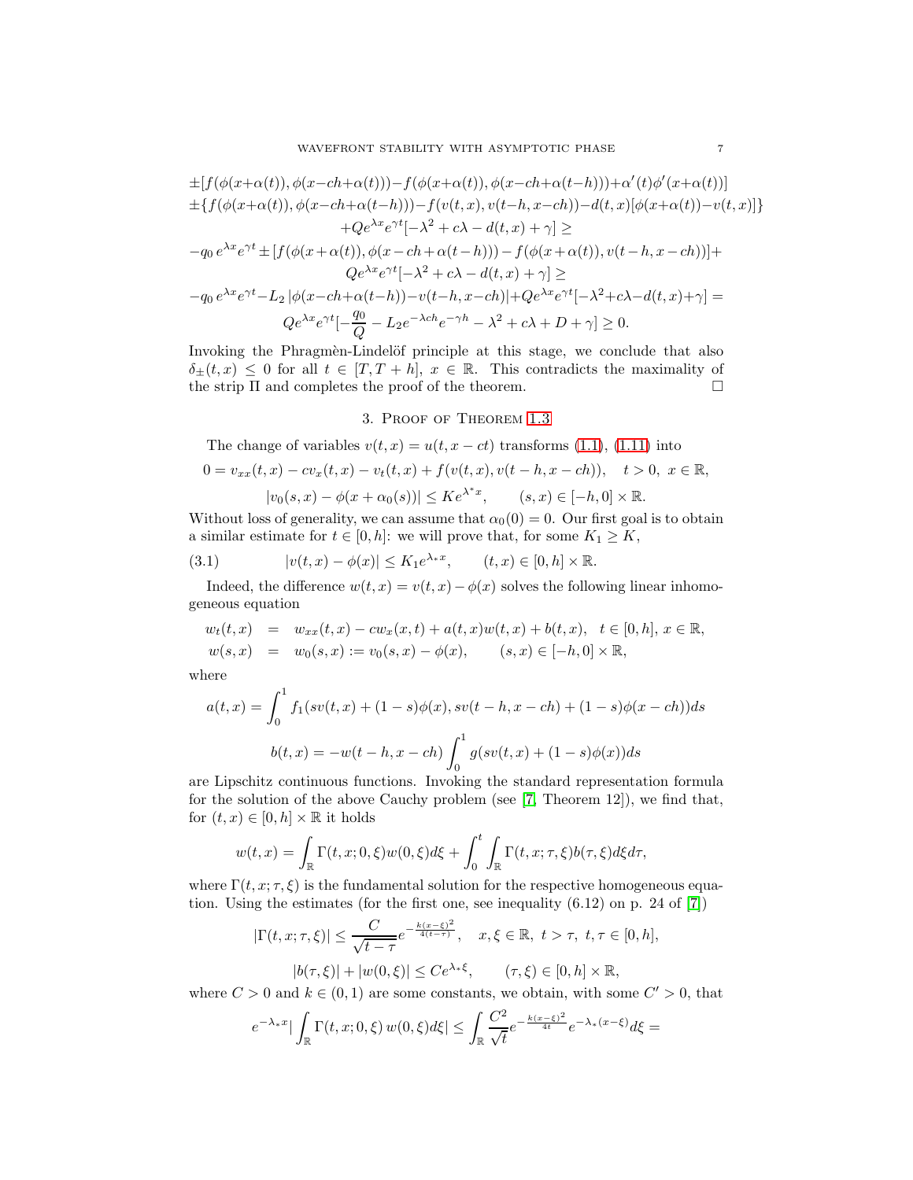$$\pm[f(\phi(x+\alpha(t)),\phi(x-ch+\alpha(t)))-f(\phi(x+\alpha(t)),\phi(x-ch+\alpha(t-h)))+\alpha'(t)\phi'(x+\alpha(t))]$$
$$\pm\{f(\phi(x+\alpha(t)),\phi(x-ch+\alpha(t-h)))-f(v(t,x),v(t-h,x-ch))-d(t,x)[\phi(x+\alpha(t))-v(t,x)]\}$$
$$+Qe^{\lambda x}e^{\gamma t}[-\lambda^2+c\lambda-d(t,x)+\gamma]\geq$$
$$-q_0\,e^{\lambda x}e^{\gamma t}\pm[f(\phi(x+\alpha(t)),\phi(x-ch+\alpha(t-h)))-f(\phi(x+\alpha(t)),v(t-h,x-ch))]+$$
$$Qe^{\lambda x}e^{\gamma t}[-\lambda^2+c\lambda-d(t,x)+\gamma]\geq$$
$$-q_0\,e^{\lambda x}e^{\gamma t}-L_2\,|\phi(x-ch+\alpha(t-h))-v(t-h,x-ch)|+Qe^{\lambda x}e^{\gamma t}[-\lambda^2+c\lambda-d(t,x)+\gamma]=$$
$$Qe^{\lambda x}e^{\gamma t}[-\frac{q_0}{Q}-L_2e^{-\lambda ch}e^{-\gamma h}-\lambda^2+c\lambda+D+\gamma]\geq 0.$$

Invoking the Phragmèn-Lindelöf principle at this stage, we conclude that also $\delta_\pm(t,x)\leq 0$ for all $t\in[T,T+h]$, $x\in\mathbb{R}$. This contradicts the maximality of the strip $\Pi$ and completes the proof of the theorem. □

## 3. Proof of Theorem 1.3

The change of variables $v(t,x)=u(t,x-ct)$ transforms (1.1), (1.11) into

$$0=v_{xx}(t,x)-cv_x(t,x)-v_t(t,x)+f(v(t,x),v(t-h,x-ch)),\quad t>0,\ x\in\mathbb{R},$$
$$|v_0(s,x)-\phi(x+\alpha_0(s))|\leq Ke^{\lambda^* x},\qquad (s,x)\in[-h,0]\times\mathbb{R}.$$

Without loss of generality, we can assume that $\alpha_0(0)=0$. Our first goal is to obtain a similar estimate for $t\in[0,h]$: we will prove that, for some $K_1\geq K$,

$$|v(t,x)-\phi(x)|\leq K_1 e^{\lambda_* x},\qquad (t,x)\in[0,h]\times\mathbb{R}. \tag{3.1}$$

Indeed, the difference $w(t,x)=v(t,x)-\phi(x)$ solves the following linear inhomogeneous equation

$$\begin{aligned}
w_t(t,x) &= w_{xx}(t,x)-cw_x(x,t)+a(t,x)w(t,x)+b(t,x),\quad t\in[0,h],\,x\in\mathbb{R},\\
w(s,x) &= w_0(s,x):=v_0(s,x)-\phi(x),\qquad (s,x)\in[-h,0]\times\mathbb{R},
\end{aligned}$$

where

$$a(t,x)=\int_0^1 f_1(sv(t,x)+(1-s)\phi(x),sv(t-h,x-ch)+(1-s)\phi(x-ch))ds$$

$$b(t,x)=-w(t-h,x-ch)\int_0^1 g(sv(t,x)+(1-s)\phi(x))ds$$

are Lipschitz continuous functions. Invoking the standard representation formula for the solution of the above Cauchy problem (see [7, Theorem 12]), we find that, for $(t,x)\in[0,h]\times\mathbb{R}$ it holds

$$w(t,x)=\int_{\mathbb{R}}\Gamma(t,x;0,\xi)w(0,\xi)d\xi+\int_0^t\int_{\mathbb{R}}\Gamma(t,x;\tau,\xi)b(\tau,\xi)d\xi d\tau,$$

where $\Gamma(t,x;\tau,\xi)$ is the fundamental solution for the respective homogeneous equation. Using the estimates (for the first one, see inequality (6.12) on p. 24 of [7])

$$|\Gamma(t,x;\tau,\xi)|\leq\frac{C}{\sqrt{t-\tau}}e^{-\frac{k(x-\xi)^2}{4(t-\tau)}},\quad x,\xi\in\mathbb{R},\ t>\tau,\ t,\tau\in[0,h],$$

$$|b(\tau,\xi)|+|w(0,\xi)|\leq Ce^{\lambda_*\xi},\qquad (\tau,\xi)\in[0,h]\times\mathbb{R},$$

where $C>0$ and $k\in(0,1)$ are some constants, we obtain, with some $C'>0$, that

$$e^{-\lambda_* x}\left|\int_{\mathbb{R}}\Gamma(t,x;0,\xi)\,w(0,\xi)d\xi\right|\leq\int_{\mathbb{R}}\frac{C^2}{\sqrt{t}}e^{-\frac{k(x-\xi)^2}{4t}}e^{-\lambda_*(x-\xi)}d\xi=$$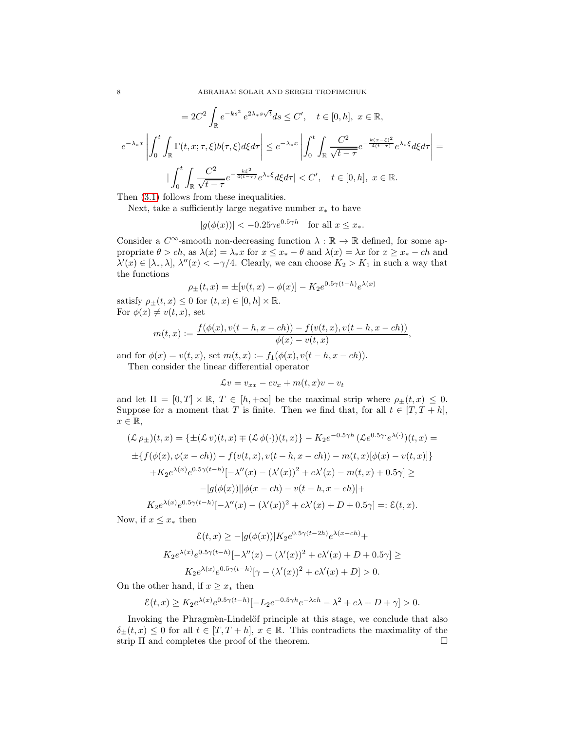$$= 2C^2 \int_{\mathbb{R}} e^{-ks^2}\, e^{2\lambda_* s\sqrt{t}} ds \le C', \quad t \in [0,h],\ x \in \mathbb{R},$$

$$e^{-\lambda_* x} \left| \int_0^t \int_{\mathbb{R}} \Gamma(t,x;\tau,\xi) b(\tau,\xi) d\xi d\tau \right| \le e^{-\lambda_* x} \left| \int_0^t \int_{\mathbb{R}} \frac{C^2}{\sqrt{t-\tau}} e^{-\frac{k(x-\xi)^2}{4(t-\tau)}} e^{\lambda_* \xi} d\xi d\tau \right| =$$

$$\left| \int_0^t \int_{\mathbb{R}} \frac{C^2}{\sqrt{t-\tau}} e^{-\frac{k\xi^2}{4(t-\tau)}} e^{\lambda_* \xi} d\xi d\tau \right| < C', \quad t \in [0,h],\ x \in \mathbb{R}.$$

Then (3.1) follows from these inequalities.

Next, take a sufficiently large negative number $x_*$ to have

$$|g(\phi(x))| < -0.25\gamma e^{0.5\gamma h} \quad \text{for all } x \le x_*.$$

Consider a $C^\infty$-smooth non-decreasing function $\lambda : \mathbb{R} \to \mathbb{R}$ defined, for some appropriate $\theta > ch$, as $\lambda(x) = \lambda_* x$ for $x \le x_* - \theta$ and $\lambda(x) = \lambda x$ for $x \ge x_* - ch$ and $\lambda'(x) \in [\lambda_*, \lambda]$, $\lambda''(x) < -\gamma/4$. Clearly, we can choose $K_2 > K_1$ in such a way that the functions

$$\rho_\pm(t,x) = \pm[v(t,x) - \phi(x)] - K_2 e^{0.5\gamma(t-h)} e^{\lambda(x)}$$

satisfy $\rho_\pm(t,x) \le 0$ for $(t,x) \in [0,h] \times \mathbb{R}$.
For $\phi(x) \ne v(t,x)$, set

$$m(t,x) := \frac{f(\phi(x), v(t-h, x-ch)) - f(v(t,x), v(t-h, x-ch))}{\phi(x) - v(t,x)},$$

and for $\phi(x) = v(t,x)$, set $m(t,x) := f_1(\phi(x), v(t-h, x-ch))$.

Then consider the linear differential operator

$$\mathcal{L}v = v_{xx} - cv_x + m(t,x)v - v_t$$

and let $\Pi = [0,T] \times \mathbb{R}$, $T \in [h, +\infty]$ be the maximal strip where $\rho_\pm(t,x) \le 0$. Suppose for a moment that $T$ is finite. Then we find that, for all $t \in [T, T+h]$, $x \in \mathbb{R}$,

$$(\mathcal{L}\,\rho_\pm)(t,x) = \{\pm(\mathcal{L}\,v)(t,x) \mp (\mathcal{L}\,\phi(\cdot))(t,x)\} - K_2 e^{-0.5\gamma h}\,(\mathcal{L} e^{0.5\gamma\cdot} e^{\lambda(\cdot)})(t,x) =$$

$$\pm\{f(\phi(x), \phi(x-ch)) - f(v(t,x), v(t-h, x-ch)) - m(t,x)[\phi(x) - v(t,x)]\}$$

$$+ K_2 e^{\lambda(x)} e^{0.5\gamma(t-h)}[-\lambda''(x) - (\lambda'(x))^2 + c\lambda'(x) - m(t,x) + 0.5\gamma] \ge$$

$$-|g(\phi(x))||\phi(x-ch) - v(t-h, x-ch)| +$$

$$K_2 e^{\lambda(x)} e^{0.5\gamma(t-h)}[-\lambda''(x) - (\lambda'(x))^2 + c\lambda'(x) + D + 0.5\gamma] =: \mathcal{E}(t,x).$$

Now, if $x \le x_*$ then

$$\mathcal{E}(t,x) \ge -|g(\phi(x))| K_2 e^{0.5\gamma(t-2h)} e^{\lambda(x-ch)} +$$

$$K_2 e^{\lambda(x)} e^{0.5\gamma(t-h)}[-\lambda''(x) - (\lambda'(x))^2 + c\lambda'(x) + D + 0.5\gamma] \ge$$

$$K_2 e^{\lambda(x)} e^{0.5\gamma(t-h)}[\gamma - (\lambda'(x))^2 + c\lambda'(x) + D] > 0.$$

On the other hand, if $x \ge x_*$ then

$$\mathcal{E}(t,x) \ge K_2 e^{\lambda(x)} e^{0.5\gamma(t-h)}[-L_2 e^{-0.5\gamma h} e^{-\lambda ch} - \lambda^2 + c\lambda + D + \gamma] > 0.$$

Invoking the Phragmèn-Lindelöf principle at this stage, we conclude that also $\delta_\pm(t,x) \le 0$ for all $t \in [T, T+h]$, $x \in \mathbb{R}$. This contradicts the maximality of the strip $\Pi$ and completes the proof of the theorem. □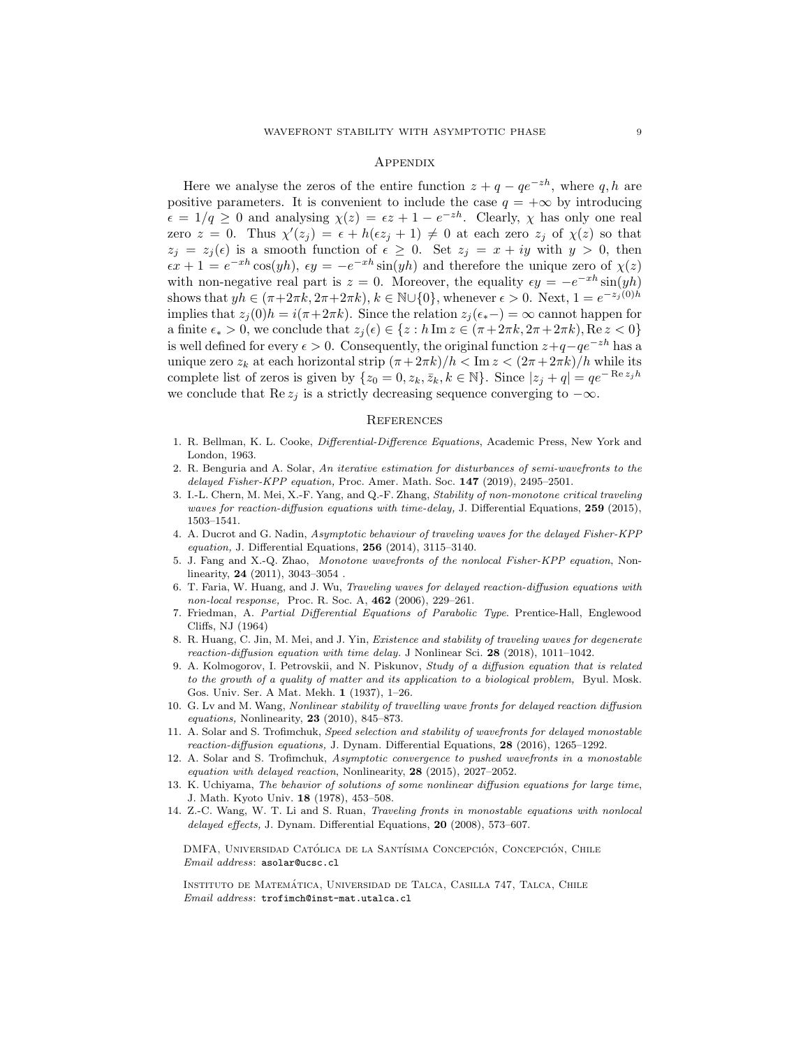## Appendix

Here we analyse the zeros of the entire function $z + q - qe^{-zh}$, where $q, h$ are positive parameters. It is convenient to include the case $q = +\infty$ by introducing $\epsilon = 1/q \geq 0$ and analysing $\chi(z) = \epsilon z + 1 - e^{-zh}$. Clearly, $\chi$ has only one real zero $z = 0$. Thus $\chi'(z_j) = \epsilon + h(\epsilon z_j + 1) \neq 0$ at each zero $z_j$ of $\chi(z)$ so that $z_j = z_j(\epsilon)$ is a smooth function of $\epsilon \geq 0$. Set $z_j = x + iy$ with $y > 0$, then $\epsilon x + 1 = e^{-xh}\cos(yh)$, $\epsilon y = -e^{-xh}\sin(yh)$ and therefore the unique zero of $\chi(z)$ with non-negative real part is $z = 0$. Moreover, the equality $\epsilon y = -e^{-xh}\sin(yh)$ shows that $yh \in (\pi+2\pi k, 2\pi+2\pi k)$, $k \in \mathbb{N}\cup\{0\}$, whenever $\epsilon > 0$. Next, $1 = e^{-z_j(0)h}$ implies that $z_j(0)h = i(\pi+2\pi k)$. Since the relation $z_j(\epsilon_*-) = \infty$ cannot happen for a finite $\epsilon_* > 0$, we conclude that $z_j(\epsilon) \in \{z : h\,\mathrm{Im}\, z \in (\pi+2\pi k, 2\pi+2\pi k), \mathrm{Re}\, z < 0\}$ is well defined for every $\epsilon > 0$. Consequently, the original function $z+q-qe^{-zh}$ has a unique zero $z_k$ at each horizontal strip $(\pi+2\pi k)/h < \mathrm{Im}\, z < (2\pi+2\pi k)/h$ while its complete list of zeros is given by $\{z_0 = 0, z_k, \bar{z}_k, k \in \mathbb{N}\}$. Since $|z_j + q| = qe^{-\mathrm{Re}\, z_j h}$ we conclude that $\mathrm{Re}\, z_j$ is a strictly decreasing sequence converging to $-\infty$.

## References

1. R. Bellman, K. L. Cooke, *Differential-Difference Equations*, Academic Press, New York and London, 1963.
2. R. Benguria and A. Solar, *An iterative estimation for disturbances of semi-wavefronts to the delayed Fisher-KPP equation,* Proc. Amer. Math. Soc. **147** (2019), 2495–2501.
3. I.-L. Chern, M. Mei, X.-F. Yang, and Q.-F. Zhang, *Stability of non-monotone critical traveling waves for reaction-diffusion equations with time-delay,* J. Differential Equations, **259** (2015), 1503–1541.
4. A. Ducrot and G. Nadin, *Asymptotic behaviour of traveling waves for the delayed Fisher-KPP equation,* J. Differential Equations, **256** (2014), 3115–3140.
5. J. Fang and X.-Q. Zhao, *Monotone wavefronts of the nonlocal Fisher-KPP equation*, Nonlinearity, **24** (2011), 3043–3054 .
6. T. Faria, W. Huang, and J. Wu, *Traveling waves for delayed reaction-diffusion equations with non-local response,* Proc. R. Soc. A, **462** (2006), 229–261.
7. Friedman, A. *Partial Differential Equations of Parabolic Type*. Prentice-Hall, Englewood Cliffs, NJ (1964)
8. R. Huang, C. Jin, M. Mei, and J. Yin, *Existence and stability of traveling waves for degenerate reaction-diffusion equation with time delay.* J Nonlinear Sci. **28** (2018), 1011–1042.
9. A. Kolmogorov, I. Petrovskii, and N. Piskunov, *Study of a diffusion equation that is related to the growth of a quality of matter and its application to a biological problem,* Byul. Mosk. Gos. Univ. Ser. A Mat. Mekh. **1** (1937), 1–26.
10. G. Lv and M. Wang, *Nonlinear stability of travelling wave fronts for delayed reaction diffusion equations,* Nonlinearity, **23** (2010), 845–873.
11. A. Solar and S. Trofimchuk, *Speed selection and stability of wavefronts for delayed monostable reaction-diffusion equations,* J. Dynam. Differential Equations, **28** (2016), 1265–1292.
12. A. Solar and S. Trofimchuk, *Asymptotic convergence to pushed wavefronts in a monostable equation with delayed reaction*, Nonlinearity, **28** (2015), 2027–2052.
13. K. Uchiyama, *The behavior of solutions of some nonlinear diffusion equations for large time,* J. Math. Kyoto Univ. **18** (1978), 453–508.
14. Z.-C. Wang, W. T. Li and S. Ruan, *Traveling fronts in monostable equations with nonlocal delayed effects,* J. Dynam. Differential Equations, **20** (2008), 573–607.

DMFA, Universidad Católica de la Santísima Concepción, Concepción, Chile
*Email address*: asolar@ucsc.cl

Instituto de Matemática, Universidad de Talca, Casilla 747, Talca, Chile
*Email address*: trofimch@inst-mat.utalca.cl